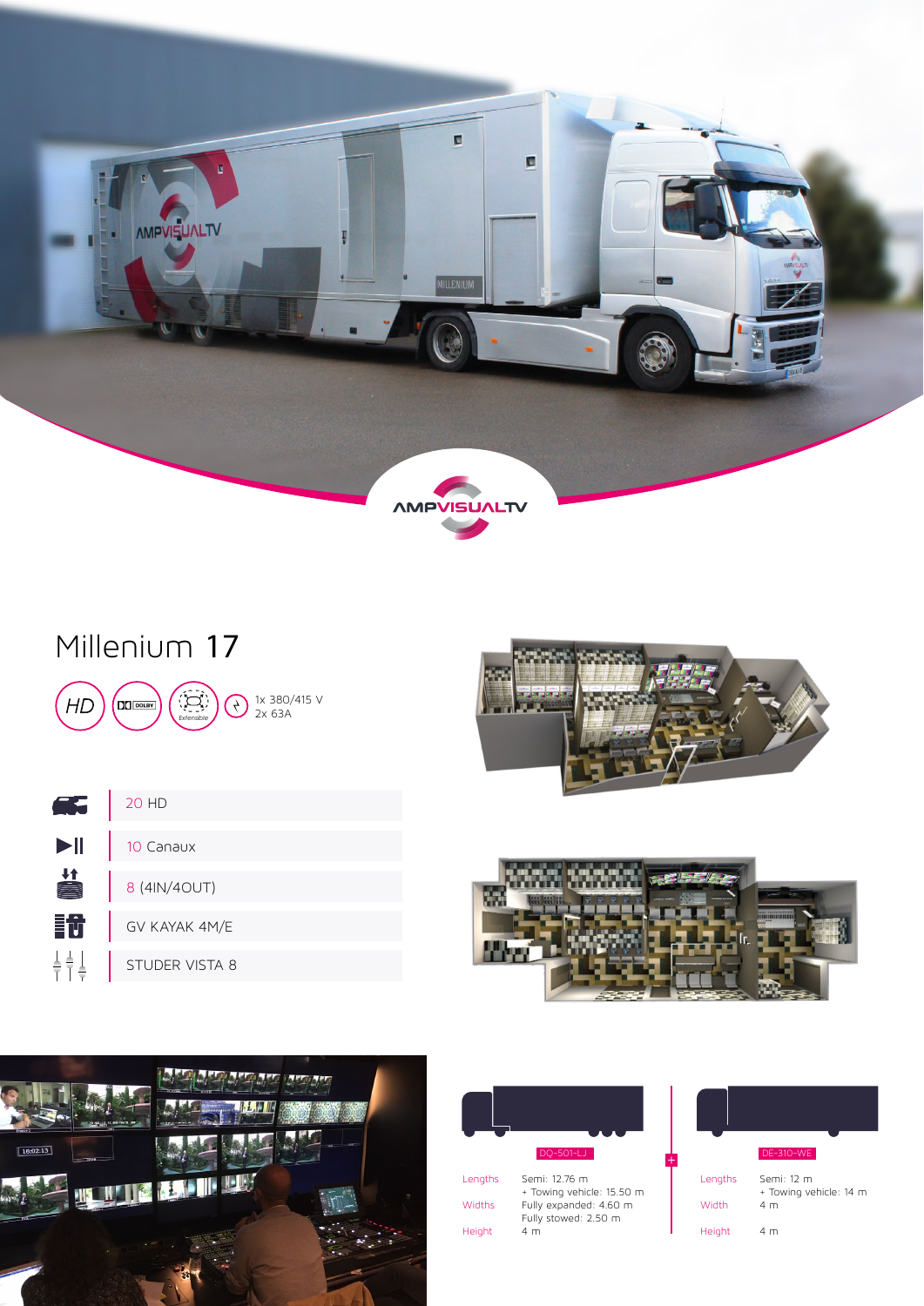# Millenium 17

HD | Dolby | Extensible | 1x 380/415 V, 2x 63A

| | |
|---|---|
| Cameras | 20 HD |
| Replay | 10 Canaux |
| I/O | 8 (4IN/4OUT) |
| Vision mixer | GV KAYAK 4M/E |
| Audio | STUDER VISTA 8 |

**DQ-501-LJ**

| | |
|---|---|
| Lengths | Semi: 12.76 m<br>+ Towing vehicle: 15.50 m |
| Widths | Fully expanded: 4.60 m<br>Fully stowed: 2.50 m |
| Height | 4 m |

+

**DE-310-WE**

| | |
|---|---|
| Lengths | Semi: 12 m<br>+ Towing vehicle: 14 m |
| Width | 4 m |
| Height | 4 m |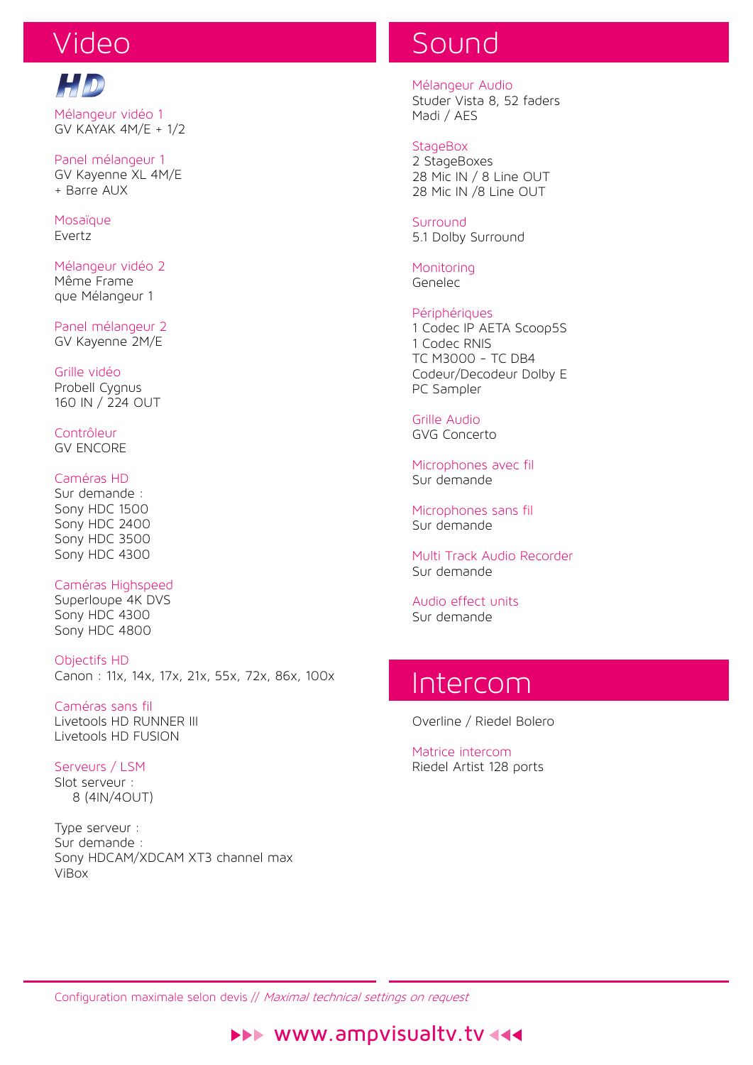# Video

HD

Mélangeur vidéo 1
GV KAYAK 4M/E + 1/2

Panel mélangeur 1
GV Kayenne XL 4M/E
+ Barre AUX

Mosaïque
Evertz

Mélangeur vidéo 2
Même Frame
que Mélangeur 1

Panel mélangeur 2
GV Kayenne 2M/E

Grille vidéo
Probell Cygnus
160 IN / 224 OUT

Contrôleur
GV ENCORE

Caméras HD
Sur demande :
Sony HDC 1500
Sony HDC 2400
Sony HDC 3500
Sony HDC 4300

Caméras Highspeed
Superloupe 4K DVS
Sony HDC 4300
Sony HDC 4800

Objectifs HD
Canon : 11x, 14x, 17x, 21x, 55x, 72x, 86x, 100x

Caméras sans fil
Livetools HD RUNNER III
Livetools HD FUSION

Serveurs / LSM
Slot serveur :
8 (4IN/4OUT)

Type serveur :
Sur demande :
Sony HDCAM/XDCAM XT3 channel max
ViBox

# Sound

Mélangeur Audio
Studer Vista 8, 52 faders
Madi / AES

StageBox
2 StageBoxes
28 Mic IN / 8 Line OUT
28 Mic IN /8 Line OUT

Surround
5.1 Dolby Surround

Monitoring
Genelec

Périphériques
1 Codec IP AETA Scoop5S
1 Codec RNIS
TC M3000 - TC DB4
Codeur/Decodeur Dolby E
PC Sampler

Grille Audio
GVG Concerto

Microphones avec fil
Sur demande

Microphones sans fil
Sur demande

Multi Track Audio Recorder
Sur demande

Audio effect units
Sur demande

# Intercom

Overline / Riedel Bolero

Matrice intercom
Riedel Artist 128 ports

Configuration maximale selon devis // *Maximal technical settings on request*

www.ampvisualtv.tv